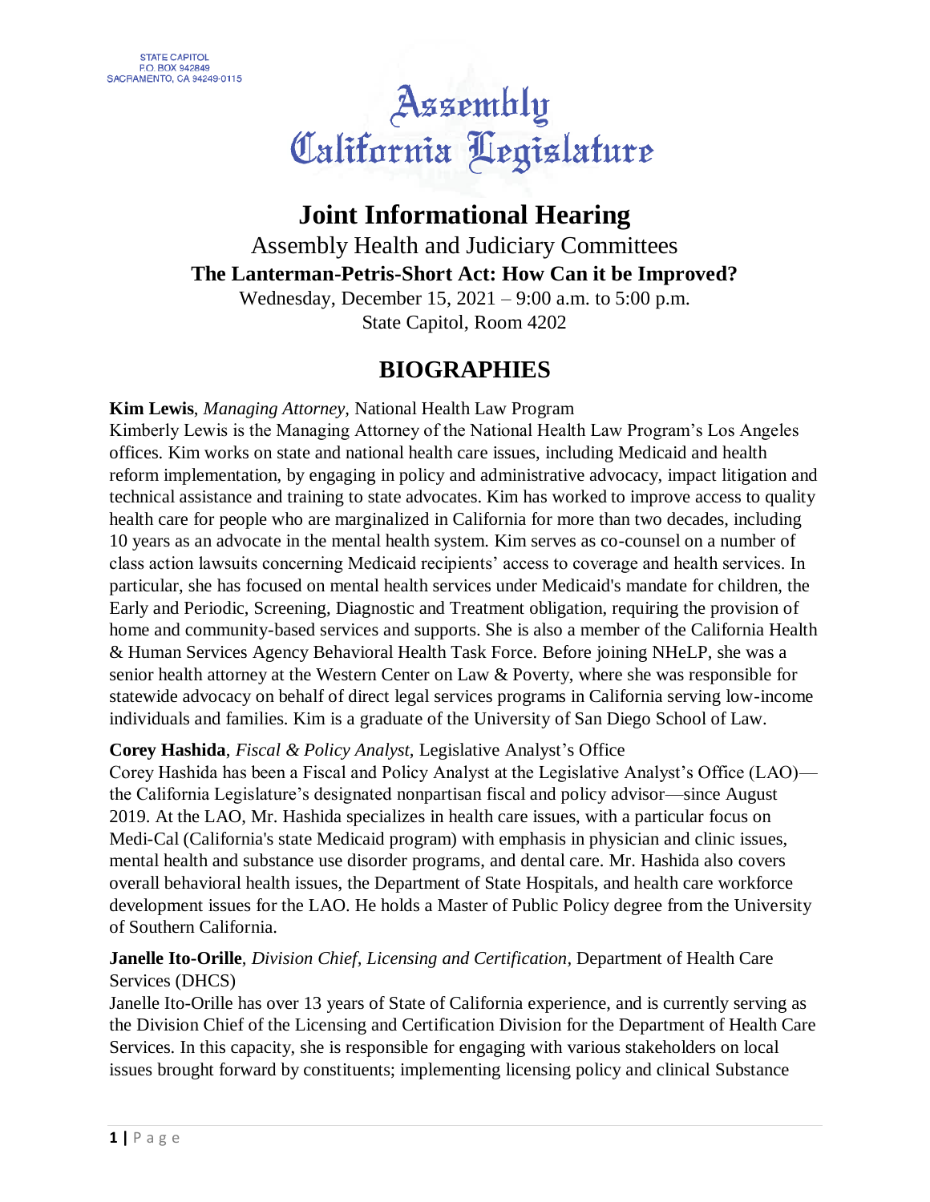STATE CAPITOL
P.O. BOX 942849
SACRAMENTO, CA 94249-0115

Assembly
California Legislature

# Joint Informational Hearing

Assembly Health and Judiciary Committees

**The Lanterman-Petris-Short Act: How Can it be Improved?**

Wednesday, December 15, 2021 – 9:00 a.m. to 5:00 p.m.

State Capitol, Room 4202

## BIOGRAPHIES

**Kim Lewis**, *Managing Attorney,* National Health Law Program

Kimberly Lewis is the Managing Attorney of the National Health Law Program's Los Angeles offices. Kim works on state and national health care issues, including Medicaid and health reform implementation, by engaging in policy and administrative advocacy, impact litigation and technical assistance and training to state advocates. Kim has worked to improve access to quality health care for people who are marginalized in California for more than two decades, including 10 years as an advocate in the mental health system. Kim serves as co-counsel on a number of class action lawsuits concerning Medicaid recipients' access to coverage and health services. In particular, she has focused on mental health services under Medicaid's mandate for children, the Early and Periodic, Screening, Diagnostic and Treatment obligation, requiring the provision of home and community-based services and supports. She is also a member of the California Health & Human Services Agency Behavioral Health Task Force. Before joining NHeLP, she was a senior health attorney at the Western Center on Law & Poverty, where she was responsible for statewide advocacy on behalf of direct legal services programs in California serving low-income individuals and families. Kim is a graduate of the University of San Diego School of Law.

**Corey Hashida**, *Fiscal & Policy Analyst,* Legislative Analyst's Office

Corey Hashida has been a Fiscal and Policy Analyst at the Legislative Analyst's Office (LAO)—the California Legislature's designated nonpartisan fiscal and policy advisor—since August 2019. At the LAO, Mr. Hashida specializes in health care issues, with a particular focus on Medi-Cal (California's state Medicaid program) with emphasis in physician and clinic issues, mental health and substance use disorder programs, and dental care. Mr. Hashida also covers overall behavioral health issues, the Department of State Hospitals, and health care workforce development issues for the LAO. He holds a Master of Public Policy degree from the University of Southern California.

**Janelle Ito-Orille**, *Division Chief, Licensing and Certification,* Department of Health Care Services (DHCS)

Janelle Ito-Orille has over 13 years of State of California experience, and is currently serving as the Division Chief of the Licensing and Certification Division for the Department of Health Care Services. In this capacity, she is responsible for engaging with various stakeholders on local issues brought forward by constituents; implementing licensing policy and clinical Substance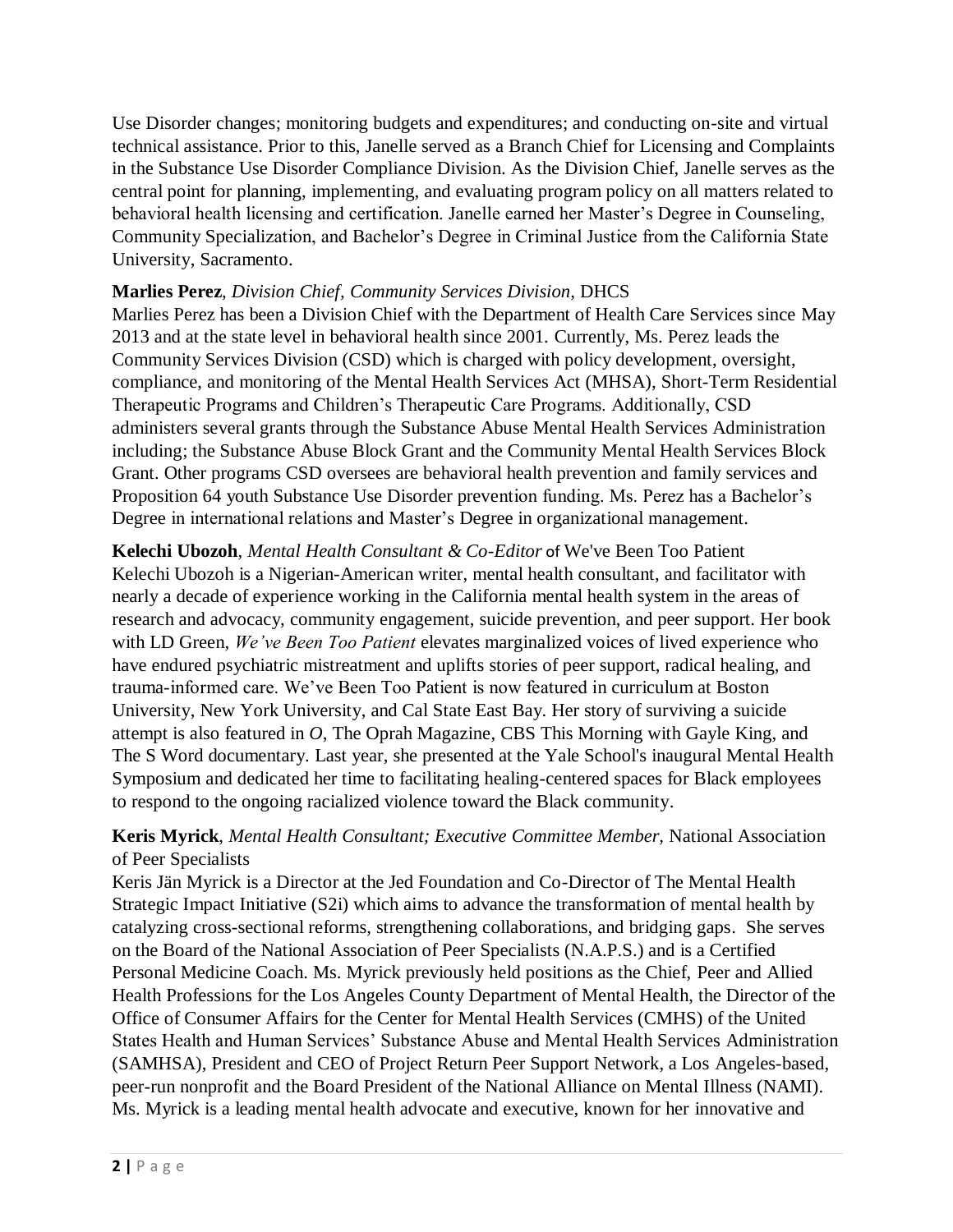Use Disorder changes; monitoring budgets and expenditures; and conducting on-site and virtual technical assistance. Prior to this, Janelle served as a Branch Chief for Licensing and Complaints in the Substance Use Disorder Compliance Division. As the Division Chief, Janelle serves as the central point for planning, implementing, and evaluating program policy on all matters related to behavioral health licensing and certification. Janelle earned her Master's Degree in Counseling, Community Specialization, and Bachelor's Degree in Criminal Justice from the California State University, Sacramento.

**Marlies Perez**, *Division Chief, Community Services Division,* DHCS
Marlies Perez has been a Division Chief with the Department of Health Care Services since May 2013 and at the state level in behavioral health since 2001. Currently, Ms. Perez leads the Community Services Division (CSD) which is charged with policy development, oversight, compliance, and monitoring of the Mental Health Services Act (MHSA), Short-Term Residential Therapeutic Programs and Children's Therapeutic Care Programs. Additionally, CSD administers several grants through the Substance Abuse Mental Health Services Administration including; the Substance Abuse Block Grant and the Community Mental Health Services Block Grant. Other programs CSD oversees are behavioral health prevention and family services and Proposition 64 youth Substance Use Disorder prevention funding. Ms. Perez has a Bachelor's Degree in international relations and Master's Degree in organizational management.

**Kelechi Ubozoh**, *Mental Health Consultant & Co-Editor* of We've Been Too Patient
Kelechi Ubozoh is a Nigerian-American writer, mental health consultant, and facilitator with nearly a decade of experience working in the California mental health system in the areas of research and advocacy, community engagement, suicide prevention, and peer support. Her book with LD Green, *We've Been Too Patient* elevates marginalized voices of lived experience who have endured psychiatric mistreatment and uplifts stories of peer support, radical healing, and trauma-informed care. We've Been Too Patient is now featured in curriculum at Boston University, New York University, and Cal State East Bay. Her story of surviving a suicide attempt is also featured in *O*, The Oprah Magazine, CBS This Morning with Gayle King, and The S Word documentary. Last year, she presented at the Yale School's inaugural Mental Health Symposium and dedicated her time to facilitating healing-centered spaces for Black employees to respond to the ongoing racialized violence toward the Black community.

**Keris Myrick**, *Mental Health Consultant; Executive Committee Member,* National Association of Peer Specialists
Keris Jän Myrick is a Director at the Jed Foundation and Co-Director of The Mental Health Strategic Impact Initiative (S2i) which aims to advance the transformation of mental health by catalyzing cross-sectional reforms, strengthening collaborations, and bridging gaps. She serves on the Board of the National Association of Peer Specialists (N.A.P.S.) and is a Certified Personal Medicine Coach. Ms. Myrick previously held positions as the Chief, Peer and Allied Health Professions for the Los Angeles County Department of Mental Health, the Director of the Office of Consumer Affairs for the Center for Mental Health Services (CMHS) of the United States Health and Human Services' Substance Abuse and Mental Health Services Administration (SAMHSA), President and CEO of Project Return Peer Support Network, a Los Angeles-based, peer-run nonprofit and the Board President of the National Alliance on Mental Illness (NAMI). Ms. Myrick is a leading mental health advocate and executive, known for her innovative and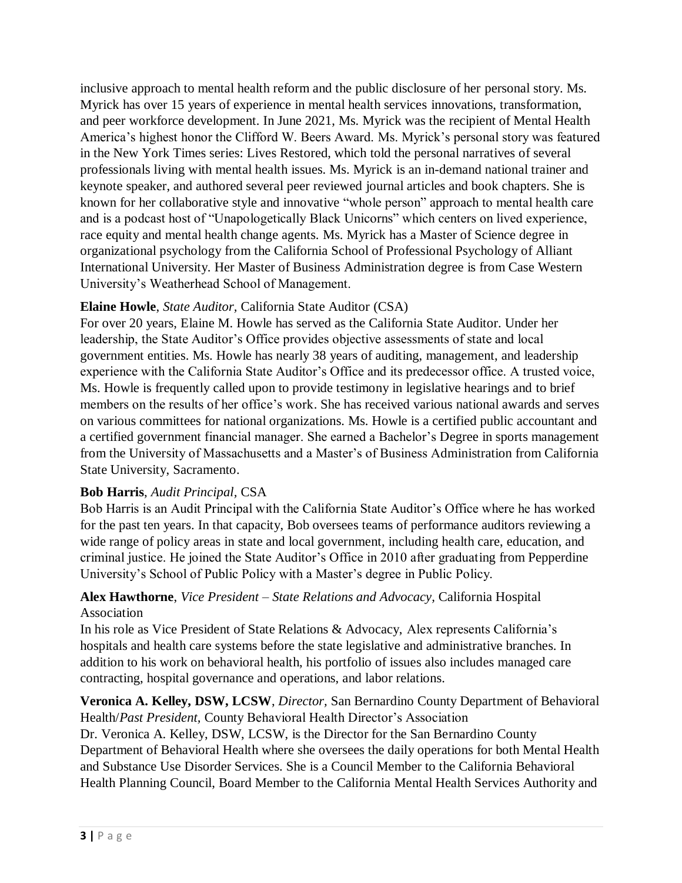inclusive approach to mental health reform and the public disclosure of her personal story. Ms. Myrick has over 15 years of experience in mental health services innovations, transformation, and peer workforce development. In June 2021, Ms. Myrick was the recipient of Mental Health America's highest honor the Clifford W. Beers Award. Ms. Myrick's personal story was featured in the New York Times series: Lives Restored, which told the personal narratives of several professionals living with mental health issues. Ms. Myrick is an in-demand national trainer and keynote speaker, and authored several peer reviewed journal articles and book chapters. She is known for her collaborative style and innovative "whole person" approach to mental health care and is a podcast host of "Unapologetically Black Unicorns" which centers on lived experience, race equity and mental health change agents. Ms. Myrick has a Master of Science degree in organizational psychology from the California School of Professional Psychology of Alliant International University. Her Master of Business Administration degree is from Case Western University's Weatherhead School of Management.

**Elaine Howle**, *State Auditor,* California State Auditor (CSA)
For over 20 years, Elaine M. Howle has served as the California State Auditor. Under her leadership, the State Auditor's Office provides objective assessments of state and local government entities. Ms. Howle has nearly 38 years of auditing, management, and leadership experience with the California State Auditor's Office and its predecessor office. A trusted voice, Ms. Howle is frequently called upon to provide testimony in legislative hearings and to brief members on the results of her office's work. She has received various national awards and serves on various committees for national organizations. Ms. Howle is a certified public accountant and a certified government financial manager. She earned a Bachelor's Degree in sports management from the University of Massachusetts and a Master's of Business Administration from California State University, Sacramento.

**Bob Harris**, *Audit Principal,* CSA
Bob Harris is an Audit Principal with the California State Auditor's Office where he has worked for the past ten years. In that capacity, Bob oversees teams of performance auditors reviewing a wide range of policy areas in state and local government, including health care, education, and criminal justice. He joined the State Auditor's Office in 2010 after graduating from Pepperdine University's School of Public Policy with a Master's degree in Public Policy.

**Alex Hawthorne**, *Vice President – State Relations and Advocacy,* California Hospital Association
In his role as Vice President of State Relations & Advocacy, Alex represents California's hospitals and health care systems before the state legislative and administrative branches. In addition to his work on behavioral health, his portfolio of issues also includes managed care contracting, hospital governance and operations, and labor relations.

**Veronica A. Kelley, DSW, LCSW**, *Director,* San Bernardino County Department of Behavioral Health/*Past President,* County Behavioral Health Director's Association
Dr. Veronica A. Kelley, DSW, LCSW, is the Director for the San Bernardino County Department of Behavioral Health where she oversees the daily operations for both Mental Health and Substance Use Disorder Services. She is a Council Member to the California Behavioral Health Planning Council, Board Member to the California Mental Health Services Authority and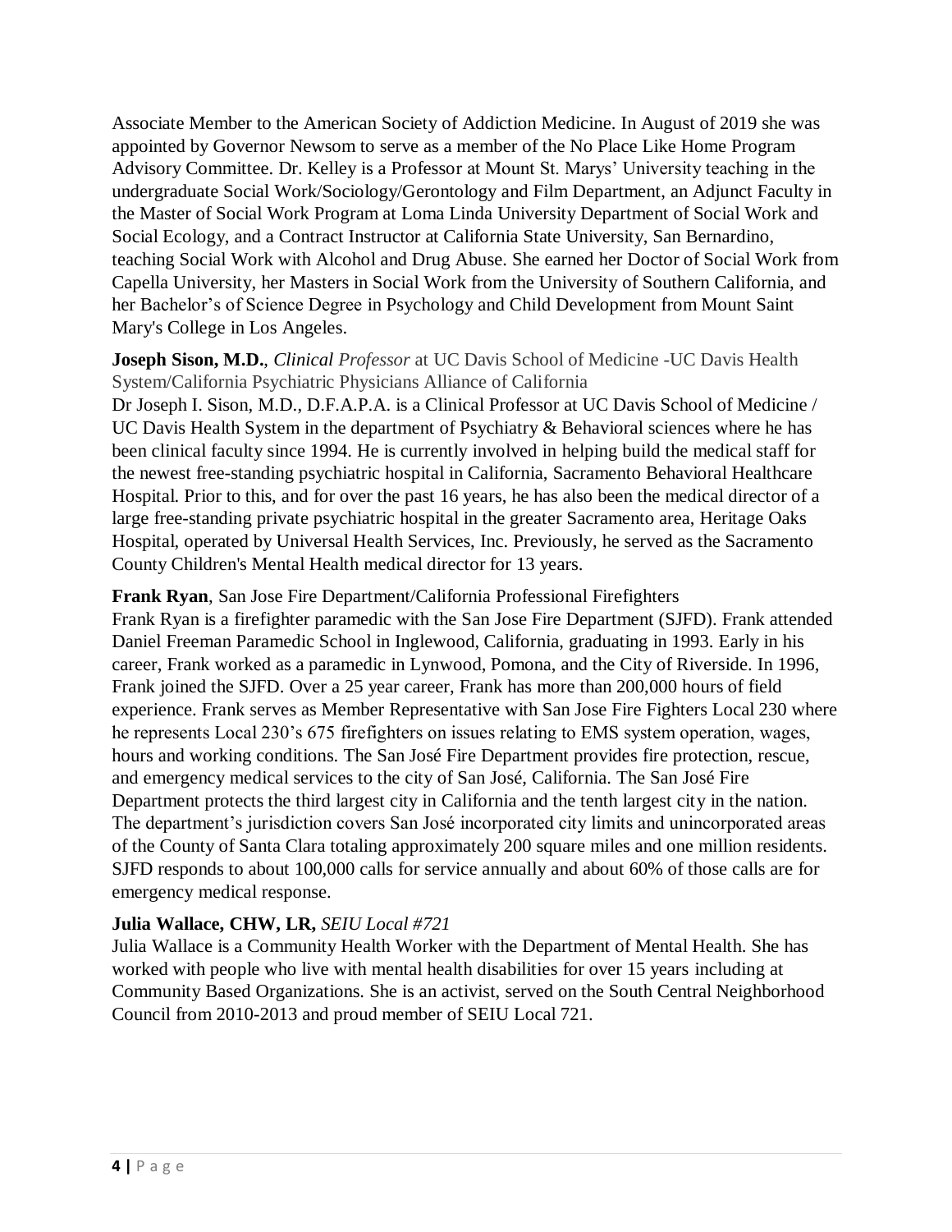Associate Member to the American Society of Addiction Medicine. In August of 2019 she was appointed by Governor Newsom to serve as a member of the No Place Like Home Program Advisory Committee. Dr. Kelley is a Professor at Mount St. Marys' University teaching in the undergraduate Social Work/Sociology/Gerontology and Film Department, an Adjunct Faculty in the Master of Social Work Program at Loma Linda University Department of Social Work and Social Ecology, and a Contract Instructor at California State University, San Bernardino, teaching Social Work with Alcohol and Drug Abuse. She earned her Doctor of Social Work from Capella University, her Masters in Social Work from the University of Southern California, and her Bachelor's of Science Degree in Psychology and Child Development from Mount Saint Mary's College in Los Angeles.

**Joseph Sison, M.D.**, *Clinical Professor* at UC Davis School of Medicine -UC Davis Health System/California Psychiatric Physicians Alliance of California
Dr Joseph I. Sison, M.D., D.F.A.P.A. is a Clinical Professor at UC Davis School of Medicine / UC Davis Health System in the department of Psychiatry & Behavioral sciences where he has been clinical faculty since 1994. He is currently involved in helping build the medical staff for the newest free-standing psychiatric hospital in California, Sacramento Behavioral Healthcare Hospital. Prior to this, and for over the past 16 years, he has also been the medical director of a large free-standing private psychiatric hospital in the greater Sacramento area, Heritage Oaks Hospital, operated by Universal Health Services, Inc. Previously, he served as the Sacramento County Children's Mental Health medical director for 13 years.

**Frank Ryan**, San Jose Fire Department/California Professional Firefighters
Frank Ryan is a firefighter paramedic with the San Jose Fire Department (SJFD). Frank attended Daniel Freeman Paramedic School in Inglewood, California, graduating in 1993. Early in his career, Frank worked as a paramedic in Lynwood, Pomona, and the City of Riverside. In 1996, Frank joined the SJFD. Over a 25 year career, Frank has more than 200,000 hours of field experience. Frank serves as Member Representative with San Jose Fire Fighters Local 230 where he represents Local 230's 675 firefighters on issues relating to EMS system operation, wages, hours and working conditions. The San José Fire Department provides fire protection, rescue, and emergency medical services to the city of San José, California. The San José Fire Department protects the third largest city in California and the tenth largest city in the nation. The department's jurisdiction covers San José incorporated city limits and unincorporated areas of the County of Santa Clara totaling approximately 200 square miles and one million residents. SJFD responds to about 100,000 calls for service annually and about 60% of those calls are for emergency medical response.

**Julia Wallace, CHW, LR,** *SEIU Local #721*
Julia Wallace is a Community Health Worker with the Department of Mental Health. She has worked with people who live with mental health disabilities for over 15 years including at Community Based Organizations. She is an activist, served on the South Central Neighborhood Council from 2010-2013 and proud member of SEIU Local 721.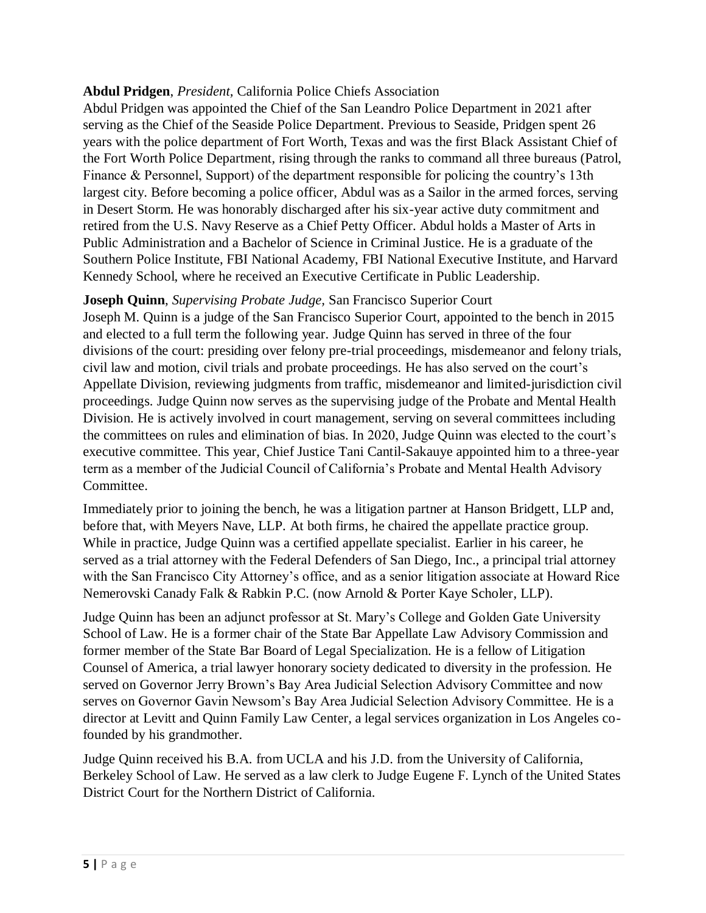**Abdul Pridgen**, *President,* California Police Chiefs Association
Abdul Pridgen was appointed the Chief of the San Leandro Police Department in 2021 after serving as the Chief of the Seaside Police Department. Previous to Seaside, Pridgen spent 26 years with the police department of Fort Worth, Texas and was the first Black Assistant Chief of the Fort Worth Police Department, rising through the ranks to command all three bureaus (Patrol, Finance & Personnel, Support) of the department responsible for policing the country's 13th largest city. Before becoming a police officer, Abdul was as a Sailor in the armed forces, serving in Desert Storm. He was honorably discharged after his six-year active duty commitment and retired from the U.S. Navy Reserve as a Chief Petty Officer. Abdul holds a Master of Arts in Public Administration and a Bachelor of Science in Criminal Justice. He is a graduate of the Southern Police Institute, FBI National Academy, FBI National Executive Institute, and Harvard Kennedy School, where he received an Executive Certificate in Public Leadership.

**Joseph Quinn**, *Supervising Probate Judge,* San Francisco Superior Court
Joseph M. Quinn is a judge of the San Francisco Superior Court, appointed to the bench in 2015 and elected to a full term the following year. Judge Quinn has served in three of the four divisions of the court: presiding over felony pre-trial proceedings, misdemeanor and felony trials, civil law and motion, civil trials and probate proceedings. He has also served on the court's Appellate Division, reviewing judgments from traffic, misdemeanor and limited-jurisdiction civil proceedings. Judge Quinn now serves as the supervising judge of the Probate and Mental Health Division. He is actively involved in court management, serving on several committees including the committees on rules and elimination of bias. In 2020, Judge Quinn was elected to the court's executive committee. This year, Chief Justice Tani Cantil-Sakauye appointed him to a three-year term as a member of the Judicial Council of California's Probate and Mental Health Advisory Committee.

Immediately prior to joining the bench, he was a litigation partner at Hanson Bridgett, LLP and, before that, with Meyers Nave, LLP. At both firms, he chaired the appellate practice group. While in practice, Judge Quinn was a certified appellate specialist. Earlier in his career, he served as a trial attorney with the Federal Defenders of San Diego, Inc., a principal trial attorney with the San Francisco City Attorney's office, and as a senior litigation associate at Howard Rice Nemerovski Canady Falk & Rabkin P.C. (now Arnold & Porter Kaye Scholer, LLP).

Judge Quinn has been an adjunct professor at St. Mary's College and Golden Gate University School of Law. He is a former chair of the State Bar Appellate Law Advisory Commission and former member of the State Bar Board of Legal Specialization. He is a fellow of Litigation Counsel of America, a trial lawyer honorary society dedicated to diversity in the profession. He served on Governor Jerry Brown's Bay Area Judicial Selection Advisory Committee and now serves on Governor Gavin Newsom's Bay Area Judicial Selection Advisory Committee. He is a director at Levitt and Quinn Family Law Center, a legal services organization in Los Angeles co-founded by his grandmother.

Judge Quinn received his B.A. from UCLA and his J.D. from the University of California, Berkeley School of Law. He served as a law clerk to Judge Eugene F. Lynch of the United States District Court for the Northern District of California.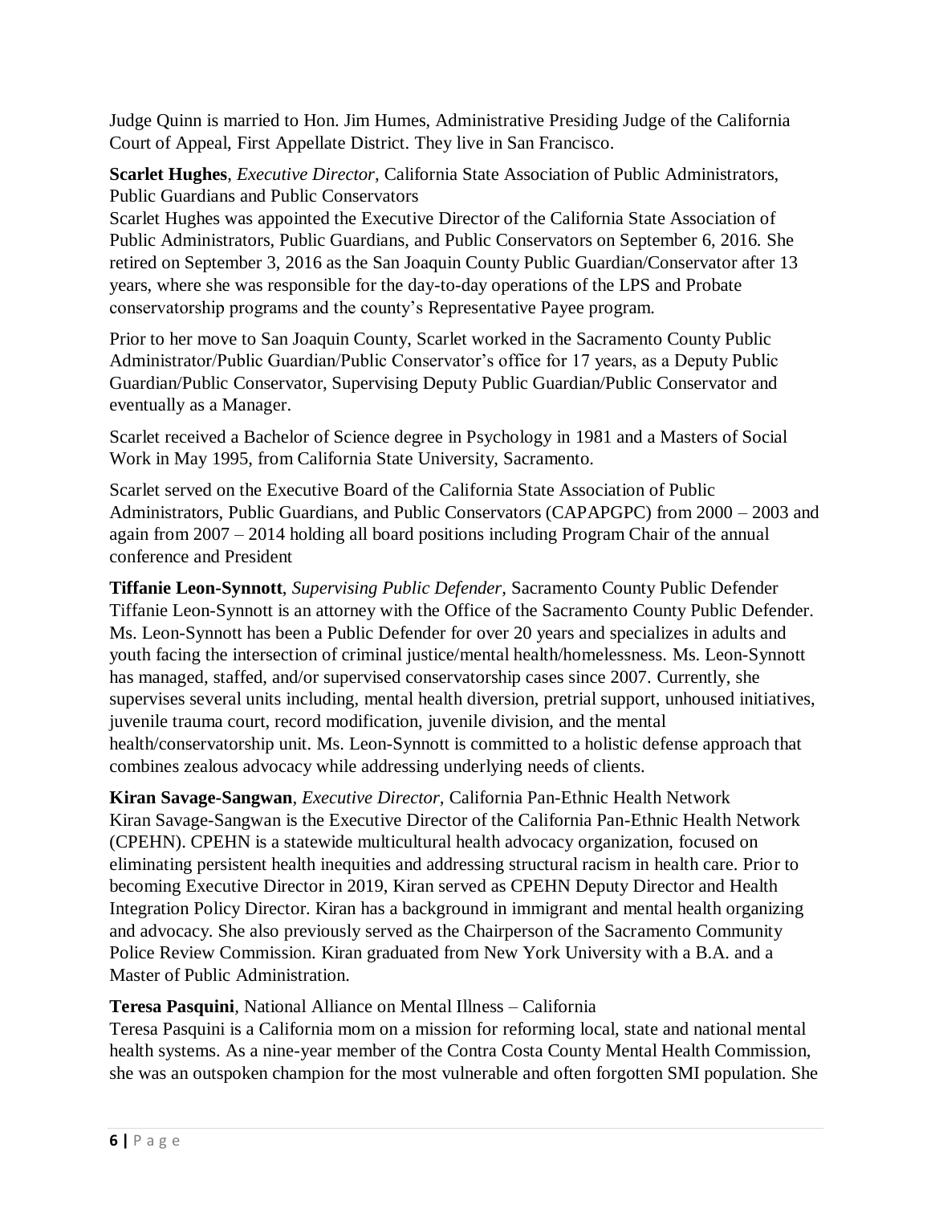Judge Quinn is married to Hon. Jim Humes, Administrative Presiding Judge of the California Court of Appeal, First Appellate District. They live in San Francisco.

**Scarlet Hughes**, *Executive Director,* California State Association of Public Administrators, Public Guardians and Public Conservators
Scarlet Hughes was appointed the Executive Director of the California State Association of Public Administrators, Public Guardians, and Public Conservators on September 6, 2016. She retired on September 3, 2016 as the San Joaquin County Public Guardian/Conservator after 13 years, where she was responsible for the day-to-day operations of the LPS and Probate conservatorship programs and the county's Representative Payee program.

Prior to her move to San Joaquin County, Scarlet worked in the Sacramento County Public Administrator/Public Guardian/Public Conservator's office for 17 years, as a Deputy Public Guardian/Public Conservator, Supervising Deputy Public Guardian/Public Conservator and eventually as a Manager.

Scarlet received a Bachelor of Science degree in Psychology in 1981 and a Masters of Social Work in May 1995, from California State University, Sacramento.

Scarlet served on the Executive Board of the California State Association of Public Administrators, Public Guardians, and Public Conservators (CAPAPGPC) from 2000 – 2003 and again from 2007 – 2014 holding all board positions including Program Chair of the annual conference and President

**Tiffanie Leon-Synnott**, *Supervising Public Defender,* Sacramento County Public Defender
Tiffanie Leon-Synnott is an attorney with the Office of the Sacramento County Public Defender. Ms. Leon-Synnott has been a Public Defender for over 20 years and specializes in adults and youth facing the intersection of criminal justice/mental health/homelessness. Ms. Leon-Synnott has managed, staffed, and/or supervised conservatorship cases since 2007. Currently, she supervises several units including, mental health diversion, pretrial support, unhoused initiatives, juvenile trauma court, record modification, juvenile division, and the mental health/conservatorship unit. Ms. Leon-Synnott is committed to a holistic defense approach that combines zealous advocacy while addressing underlying needs of clients.

**Kiran Savage-Sangwan**, *Executive Director,* California Pan-Ethnic Health Network
Kiran Savage-Sangwan is the Executive Director of the California Pan-Ethnic Health Network (CPEHN). CPEHN is a statewide multicultural health advocacy organization, focused on eliminating persistent health inequities and addressing structural racism in health care. Prior to becoming Executive Director in 2019, Kiran served as CPEHN Deputy Director and Health Integration Policy Director. Kiran has a background in immigrant and mental health organizing and advocacy. She also previously served as the Chairperson of the Sacramento Community Police Review Commission. Kiran graduated from New York University with a B.A. and a Master of Public Administration.

**Teresa Pasquini**, National Alliance on Mental Illness – California
Teresa Pasquini is a California mom on a mission for reforming local, state and national mental health systems. As a nine-year member of the Contra Costa County Mental Health Commission, she was an outspoken champion for the most vulnerable and often forgotten SMI population. She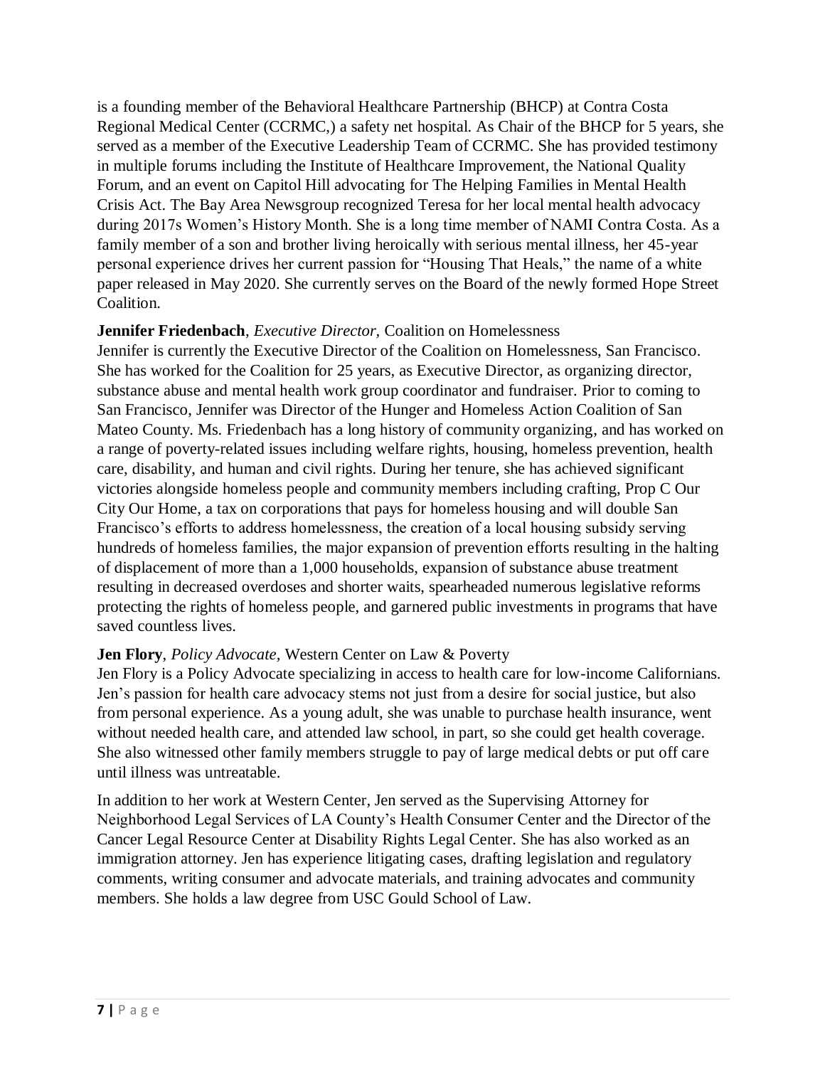is a founding member of the Behavioral Healthcare Partnership (BHCP) at Contra Costa Regional Medical Center (CCRMC,) a safety net hospital. As Chair of the BHCP for 5 years, she served as a member of the Executive Leadership Team of CCRMC. She has provided testimony in multiple forums including the Institute of Healthcare Improvement, the National Quality Forum, and an event on Capitol Hill advocating for The Helping Families in Mental Health Crisis Act. The Bay Area Newsgroup recognized Teresa for her local mental health advocacy during 2017s Women's History Month. She is a long time member of NAMI Contra Costa. As a family member of a son and brother living heroically with serious mental illness, her 45-year personal experience drives her current passion for "Housing That Heals," the name of a white paper released in May 2020. She currently serves on the Board of the newly formed Hope Street Coalition.

**Jennifer Friedenbach**, *Executive Director,* Coalition on Homelessness

Jennifer is currently the Executive Director of the Coalition on Homelessness, San Francisco. She has worked for the Coalition for 25 years, as Executive Director, as organizing director, substance abuse and mental health work group coordinator and fundraiser. Prior to coming to San Francisco, Jennifer was Director of the Hunger and Homeless Action Coalition of San Mateo County. Ms. Friedenbach has a long history of community organizing, and has worked on a range of poverty-related issues including welfare rights, housing, homeless prevention, health care, disability, and human and civil rights. During her tenure, she has achieved significant victories alongside homeless people and community members including crafting, Prop C Our City Our Home, a tax on corporations that pays for homeless housing and will double San Francisco's efforts to address homelessness, the creation of a local housing subsidy serving hundreds of homeless families, the major expansion of prevention efforts resulting in the halting of displacement of more than a 1,000 households, expansion of substance abuse treatment resulting in decreased overdoses and shorter waits, spearheaded numerous legislative reforms protecting the rights of homeless people, and garnered public investments in programs that have saved countless lives.

**Jen Flory**, *Policy Advocate,* Western Center on Law & Poverty

Jen Flory is a Policy Advocate specializing in access to health care for low-income Californians. Jen's passion for health care advocacy stems not just from a desire for social justice, but also from personal experience. As a young adult, she was unable to purchase health insurance, went without needed health care, and attended law school, in part, so she could get health coverage. She also witnessed other family members struggle to pay of large medical debts or put off care until illness was untreatable.

In addition to her work at Western Center, Jen served as the Supervising Attorney for Neighborhood Legal Services of LA County's Health Consumer Center and the Director of the Cancer Legal Resource Center at Disability Rights Legal Center. She has also worked as an immigration attorney. Jen has experience litigating cases, drafting legislation and regulatory comments, writing consumer and advocate materials, and training advocates and community members. She holds a law degree from USC Gould School of Law.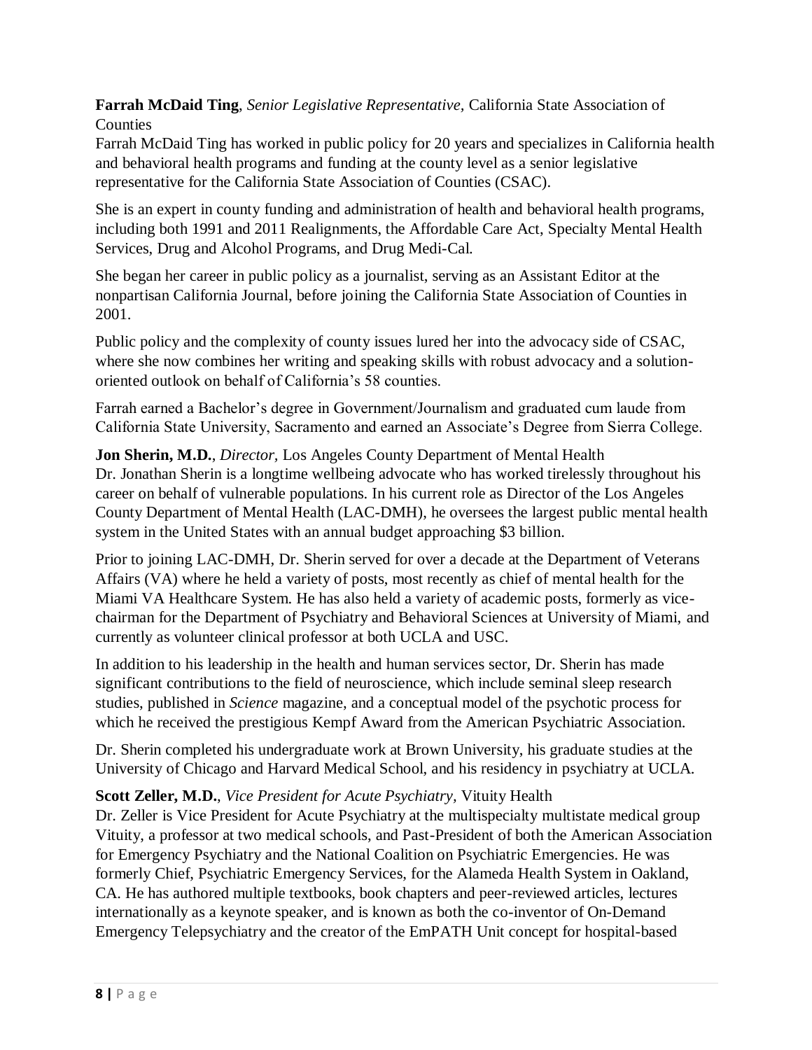**Farrah McDaid Ting**, *Senior Legislative Representative,* California State Association of Counties

Farrah McDaid Ting has worked in public policy for 20 years and specializes in California health and behavioral health programs and funding at the county level as a senior legislative representative for the California State Association of Counties (CSAC).

She is an expert in county funding and administration of health and behavioral health programs, including both 1991 and 2011 Realignments, the Affordable Care Act, Specialty Mental Health Services, Drug and Alcohol Programs, and Drug Medi-Cal.

She began her career in public policy as a journalist, serving as an Assistant Editor at the nonpartisan California Journal, before joining the California State Association of Counties in 2001.

Public policy and the complexity of county issues lured her into the advocacy side of CSAC, where she now combines her writing and speaking skills with robust advocacy and a solution-oriented outlook on behalf of California's 58 counties.

Farrah earned a Bachelor's degree in Government/Journalism and graduated cum laude from California State University, Sacramento and earned an Associate's Degree from Sierra College.

**Jon Sherin, M.D.**, *Director,* Los Angeles County Department of Mental Health

Dr. Jonathan Sherin is a longtime wellbeing advocate who has worked tirelessly throughout his career on behalf of vulnerable populations. In his current role as Director of the Los Angeles County Department of Mental Health (LAC-DMH), he oversees the largest public mental health system in the United States with an annual budget approaching $3 billion.

Prior to joining LAC-DMH, Dr. Sherin served for over a decade at the Department of Veterans Affairs (VA) where he held a variety of posts, most recently as chief of mental health for the Miami VA Healthcare System. He has also held a variety of academic posts, formerly as vice-chairman for the Department of Psychiatry and Behavioral Sciences at University of Miami, and currently as volunteer clinical professor at both UCLA and USC.

In addition to his leadership in the health and human services sector, Dr. Sherin has made significant contributions to the field of neuroscience, which include seminal sleep research studies, published in *Science* magazine, and a conceptual model of the psychotic process for which he received the prestigious Kempf Award from the American Psychiatric Association.

Dr. Sherin completed his undergraduate work at Brown University, his graduate studies at the University of Chicago and Harvard Medical School, and his residency in psychiatry at UCLA.

**Scott Zeller, M.D.**, *Vice President for Acute Psychiatry,* Vituity Health

Dr. Zeller is Vice President for Acute Psychiatry at the multispecialty multistate medical group Vituity, a professor at two medical schools, and Past-President of both the American Association for Emergency Psychiatry and the National Coalition on Psychiatric Emergencies. He was formerly Chief, Psychiatric Emergency Services, for the Alameda Health System in Oakland, CA. He has authored multiple textbooks, book chapters and peer-reviewed articles, lectures internationally as a keynote speaker, and is known as both the co-inventor of On-Demand Emergency Telepsychiatry and the creator of the EmPATH Unit concept for hospital-based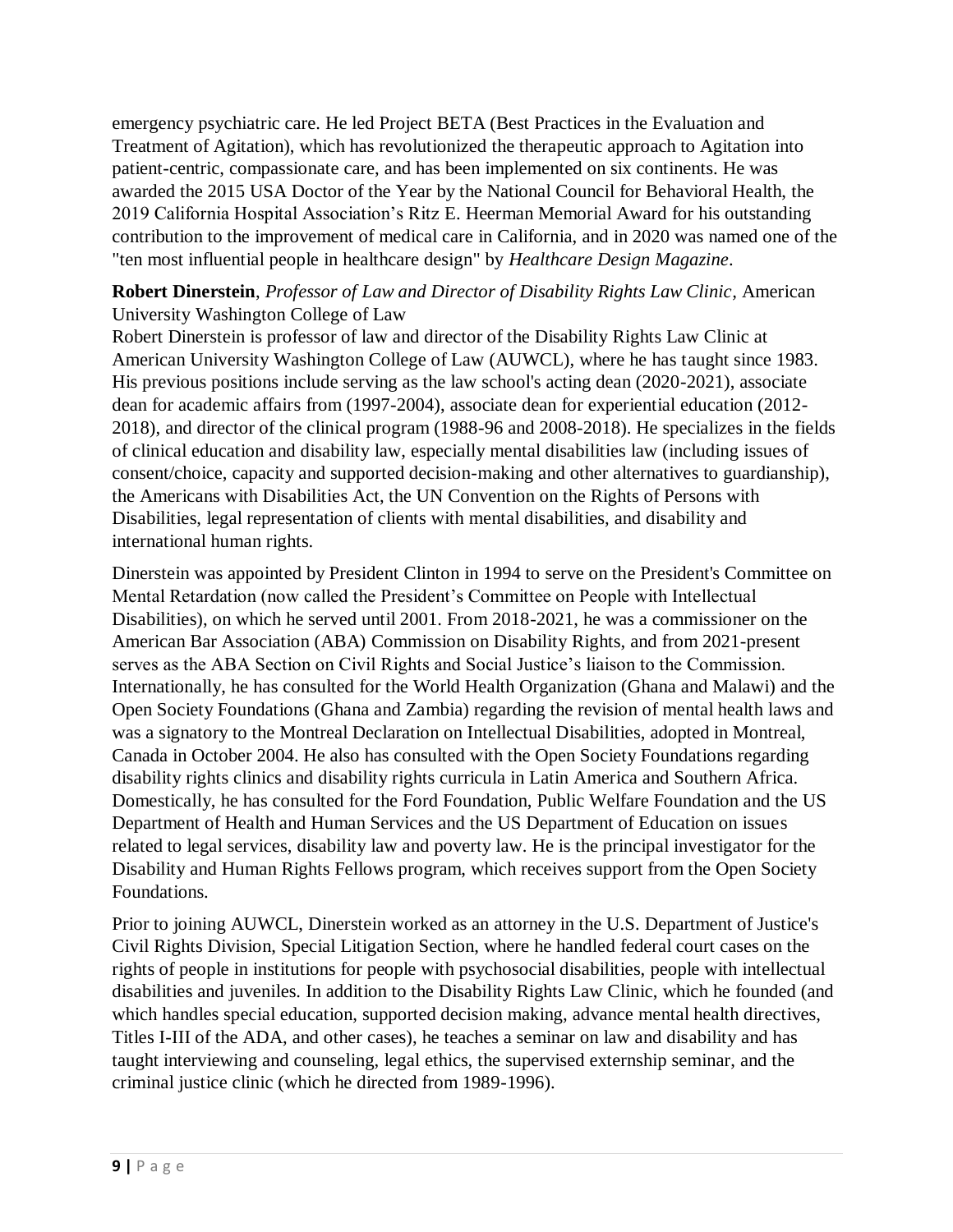emergency psychiatric care. He led Project BETA (Best Practices in the Evaluation and Treatment of Agitation), which has revolutionized the therapeutic approach to Agitation into patient-centric, compassionate care, and has been implemented on six continents. He was awarded the 2015 USA Doctor of the Year by the National Council for Behavioral Health, the 2019 California Hospital Association's Ritz E. Heerman Memorial Award for his outstanding contribution to the improvement of medical care in California, and in 2020 was named one of the "ten most influential people in healthcare design" by *Healthcare Design Magazine*.

**Robert Dinerstein**, *Professor of Law and Director of Disability Rights Law Clinic*, American University Washington College of Law

Robert Dinerstein is professor of law and director of the Disability Rights Law Clinic at American University Washington College of Law (AUWCL), where he has taught since 1983. His previous positions include serving as the law school's acting dean (2020-2021), associate dean for academic affairs from (1997-2004), associate dean for experiential education (2012-2018), and director of the clinical program (1988-96 and 2008-2018). He specializes in the fields of clinical education and disability law, especially mental disabilities law (including issues of consent/choice, capacity and supported decision-making and other alternatives to guardianship), the Americans with Disabilities Act, the UN Convention on the Rights of Persons with Disabilities, legal representation of clients with mental disabilities, and disability and international human rights.

Dinerstein was appointed by President Clinton in 1994 to serve on the President's Committee on Mental Retardation (now called the President's Committee on People with Intellectual Disabilities), on which he served until 2001. From 2018-2021, he was a commissioner on the American Bar Association (ABA) Commission on Disability Rights, and from 2021-present serves as the ABA Section on Civil Rights and Social Justice's liaison to the Commission. Internationally, he has consulted for the World Health Organization (Ghana and Malawi) and the Open Society Foundations (Ghana and Zambia) regarding the revision of mental health laws and was a signatory to the Montreal Declaration on Intellectual Disabilities, adopted in Montreal, Canada in October 2004. He also has consulted with the Open Society Foundations regarding disability rights clinics and disability rights curricula in Latin America and Southern Africa. Domestically, he has consulted for the Ford Foundation, Public Welfare Foundation and the US Department of Health and Human Services and the US Department of Education on issues related to legal services, disability law and poverty law. He is the principal investigator for the Disability and Human Rights Fellows program, which receives support from the Open Society Foundations.

Prior to joining AUWCL, Dinerstein worked as an attorney in the U.S. Department of Justice's Civil Rights Division, Special Litigation Section, where he handled federal court cases on the rights of people in institutions for people with psychosocial disabilities, people with intellectual disabilities and juveniles. In addition to the Disability Rights Law Clinic, which he founded (and which handles special education, supported decision making, advance mental health directives, Titles I-III of the ADA, and other cases), he teaches a seminar on law and disability and has taught interviewing and counseling, legal ethics, the supervised externship seminar, and the criminal justice clinic (which he directed from 1989-1996).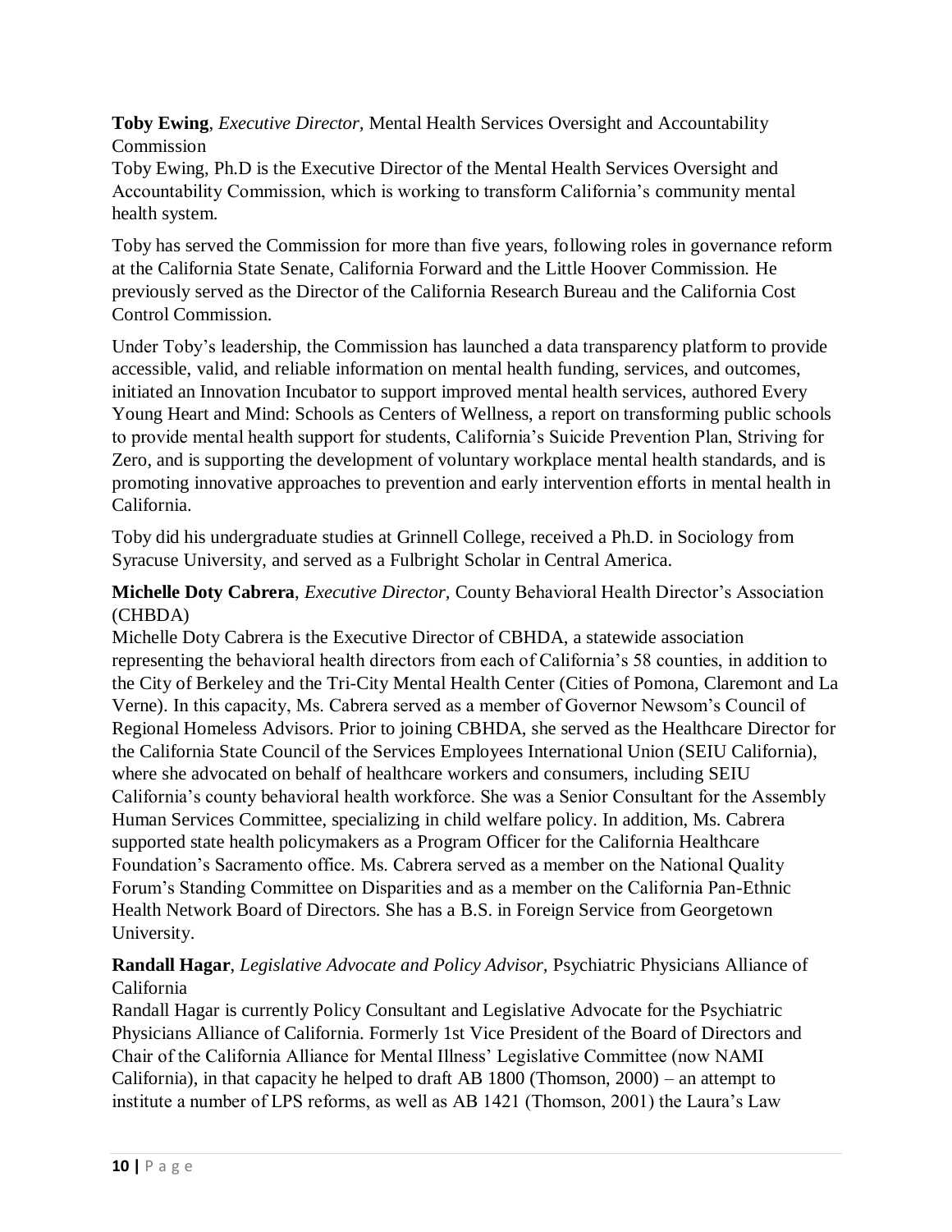**Toby Ewing**, *Executive Director,* Mental Health Services Oversight and Accountability Commission

Toby Ewing, Ph.D is the Executive Director of the Mental Health Services Oversight and Accountability Commission, which is working to transform California's community mental health system.

Toby has served the Commission for more than five years, following roles in governance reform at the California State Senate, California Forward and the Little Hoover Commission. He previously served as the Director of the California Research Bureau and the California Cost Control Commission.

Under Toby's leadership, the Commission has launched a data transparency platform to provide accessible, valid, and reliable information on mental health funding, services, and outcomes, initiated an Innovation Incubator to support improved mental health services, authored Every Young Heart and Mind: Schools as Centers of Wellness, a report on transforming public schools to provide mental health support for students, California's Suicide Prevention Plan, Striving for Zero, and is supporting the development of voluntary workplace mental health standards, and is promoting innovative approaches to prevention and early intervention efforts in mental health in California.

Toby did his undergraduate studies at Grinnell College, received a Ph.D. in Sociology from Syracuse University, and served as a Fulbright Scholar in Central America.

**Michelle Doty Cabrera**, *Executive Director,* County Behavioral Health Director's Association (CHBDA)

Michelle Doty Cabrera is the Executive Director of CBHDA, a statewide association representing the behavioral health directors from each of California's 58 counties, in addition to the City of Berkeley and the Tri-City Mental Health Center (Cities of Pomona, Claremont and La Verne). In this capacity, Ms. Cabrera served as a member of Governor Newsom's Council of Regional Homeless Advisors. Prior to joining CBHDA, she served as the Healthcare Director for the California State Council of the Services Employees International Union (SEIU California), where she advocated on behalf of healthcare workers and consumers, including SEIU California's county behavioral health workforce. She was a Senior Consultant for the Assembly Human Services Committee, specializing in child welfare policy. In addition, Ms. Cabrera supported state health policymakers as a Program Officer for the California Healthcare Foundation's Sacramento office. Ms. Cabrera served as a member on the National Quality Forum's Standing Committee on Disparities and as a member on the California Pan-Ethnic Health Network Board of Directors. She has a B.S. in Foreign Service from Georgetown University.

**Randall Hagar**, *Legislative Advocate and Policy Advisor,* Psychiatric Physicians Alliance of California

Randall Hagar is currently Policy Consultant and Legislative Advocate for the Psychiatric Physicians Alliance of California. Formerly 1st Vice President of the Board of Directors and Chair of the California Alliance for Mental Illness' Legislative Committee (now NAMI California), in that capacity he helped to draft AB 1800 (Thomson, 2000) – an attempt to institute a number of LPS reforms, as well as AB 1421 (Thomson, 2001) the Laura's Law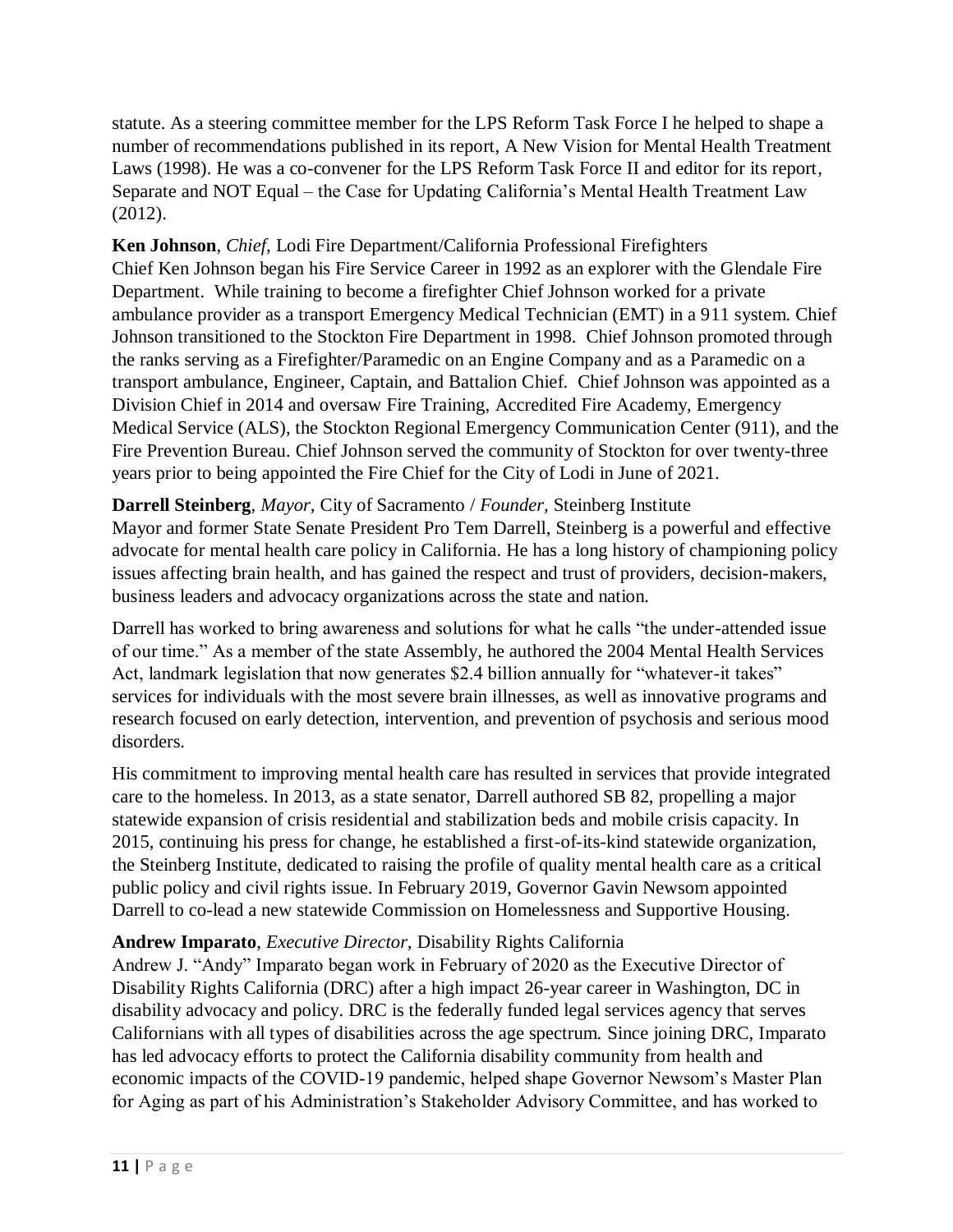statute. As a steering committee member for the LPS Reform Task Force I he helped to shape a number of recommendations published in its report, A New Vision for Mental Health Treatment Laws (1998). He was a co-convener for the LPS Reform Task Force II and editor for its report, Separate and NOT Equal – the Case for Updating California's Mental Health Treatment Law (2012).

**Ken Johnson**, *Chief,* Lodi Fire Department/California Professional Firefighters
Chief Ken Johnson began his Fire Service Career in 1992 as an explorer with the Glendale Fire Department. While training to become a firefighter Chief Johnson worked for a private ambulance provider as a transport Emergency Medical Technician (EMT) in a 911 system. Chief Johnson transitioned to the Stockton Fire Department in 1998. Chief Johnson promoted through the ranks serving as a Firefighter/Paramedic on an Engine Company and as a Paramedic on a transport ambulance, Engineer, Captain, and Battalion Chief. Chief Johnson was appointed as a Division Chief in 2014 and oversaw Fire Training, Accredited Fire Academy, Emergency Medical Service (ALS), the Stockton Regional Emergency Communication Center (911), and the Fire Prevention Bureau. Chief Johnson served the community of Stockton for over twenty-three years prior to being appointed the Fire Chief for the City of Lodi in June of 2021.

**Darrell Steinberg**, *Mayor,* City of Sacramento / *Founder,* Steinberg Institute
Mayor and former State Senate President Pro Tem Darrell, Steinberg is a powerful and effective advocate for mental health care policy in California. He has a long history of championing policy issues affecting brain health, and has gained the respect and trust of providers, decision-makers, business leaders and advocacy organizations across the state and nation.

Darrell has worked to bring awareness and solutions for what he calls "the under-attended issue of our time." As a member of the state Assembly, he authored the 2004 Mental Health Services Act, landmark legislation that now generates $2.4 billion annually for "whatever-it takes" services for individuals with the most severe brain illnesses, as well as innovative programs and research focused on early detection, intervention, and prevention of psychosis and serious mood disorders.

His commitment to improving mental health care has resulted in services that provide integrated care to the homeless. In 2013, as a state senator, Darrell authored SB 82, propelling a major statewide expansion of crisis residential and stabilization beds and mobile crisis capacity. In 2015, continuing his press for change, he established a first-of-its-kind statewide organization, the Steinberg Institute, dedicated to raising the profile of quality mental health care as a critical public policy and civil rights issue. In February 2019, Governor Gavin Newsom appointed Darrell to co-lead a new statewide Commission on Homelessness and Supportive Housing.

**Andrew Imparato**, *Executive Director,* Disability Rights California
Andrew J. "Andy" Imparato began work in February of 2020 as the Executive Director of Disability Rights California (DRC) after a high impact 26-year career in Washington, DC in disability advocacy and policy. DRC is the federally funded legal services agency that serves Californians with all types of disabilities across the age spectrum. Since joining DRC, Imparato has led advocacy efforts to protect the California disability community from health and economic impacts of the COVID-19 pandemic, helped shape Governor Newsom's Master Plan for Aging as part of his Administration's Stakeholder Advisory Committee, and has worked to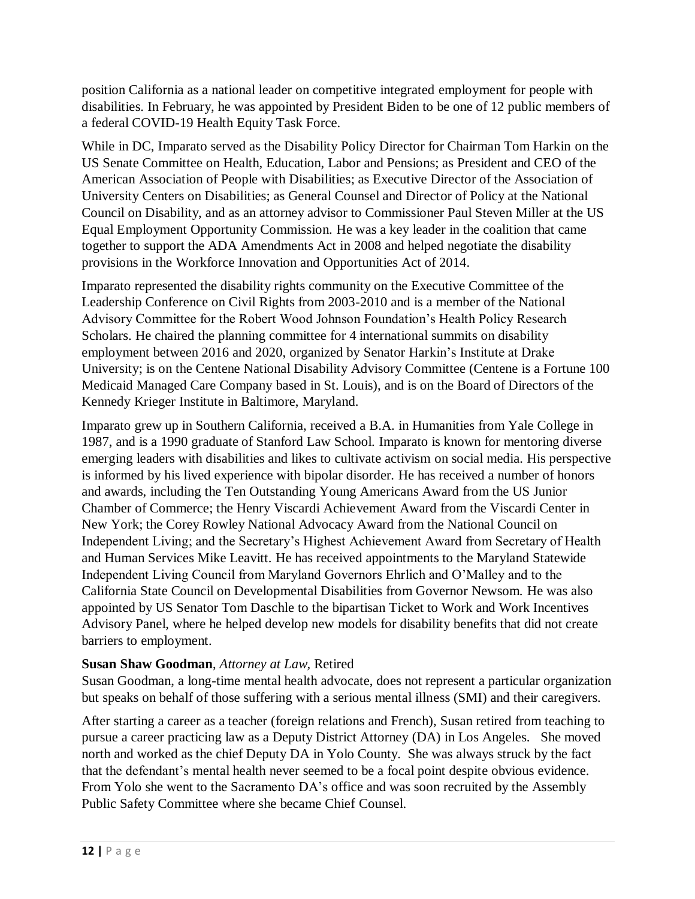position California as a national leader on competitive integrated employment for people with disabilities. In February, he was appointed by President Biden to be one of 12 public members of a federal COVID-19 Health Equity Task Force.

While in DC, Imparato served as the Disability Policy Director for Chairman Tom Harkin on the US Senate Committee on Health, Education, Labor and Pensions; as President and CEO of the American Association of People with Disabilities; as Executive Director of the Association of University Centers on Disabilities; as General Counsel and Director of Policy at the National Council on Disability, and as an attorney advisor to Commissioner Paul Steven Miller at the US Equal Employment Opportunity Commission. He was a key leader in the coalition that came together to support the ADA Amendments Act in 2008 and helped negotiate the disability provisions in the Workforce Innovation and Opportunities Act of 2014.

Imparato represented the disability rights community on the Executive Committee of the Leadership Conference on Civil Rights from 2003-2010 and is a member of the National Advisory Committee for the Robert Wood Johnson Foundation's Health Policy Research Scholars. He chaired the planning committee for 4 international summits on disability employment between 2016 and 2020, organized by Senator Harkin's Institute at Drake University; is on the Centene National Disability Advisory Committee (Centene is a Fortune 100 Medicaid Managed Care Company based in St. Louis), and is on the Board of Directors of the Kennedy Krieger Institute in Baltimore, Maryland.

Imparato grew up in Southern California, received a B.A. in Humanities from Yale College in 1987, and is a 1990 graduate of Stanford Law School. Imparato is known for mentoring diverse emerging leaders with disabilities and likes to cultivate activism on social media. His perspective is informed by his lived experience with bipolar disorder. He has received a number of honors and awards, including the Ten Outstanding Young Americans Award from the US Junior Chamber of Commerce; the Henry Viscardi Achievement Award from the Viscardi Center in New York; the Corey Rowley National Advocacy Award from the National Council on Independent Living; and the Secretary's Highest Achievement Award from Secretary of Health and Human Services Mike Leavitt. He has received appointments to the Maryland Statewide Independent Living Council from Maryland Governors Ehrlich and O'Malley and to the California State Council on Developmental Disabilities from Governor Newsom. He was also appointed by US Senator Tom Daschle to the bipartisan Ticket to Work and Work Incentives Advisory Panel, where he helped develop new models for disability benefits that did not create barriers to employment.

**Susan Shaw Goodman**, *Attorney at Law*, Retired
Susan Goodman, a long-time mental health advocate, does not represent a particular organization but speaks on behalf of those suffering with a serious mental illness (SMI) and their caregivers.

After starting a career as a teacher (foreign relations and French), Susan retired from teaching to pursue a career practicing law as a Deputy District Attorney (DA) in Los Angeles. She moved north and worked as the chief Deputy DA in Yolo County. She was always struck by the fact that the defendant's mental health never seemed to be a focal point despite obvious evidence. From Yolo she went to the Sacramento DA's office and was soon recruited by the Assembly Public Safety Committee where she became Chief Counsel.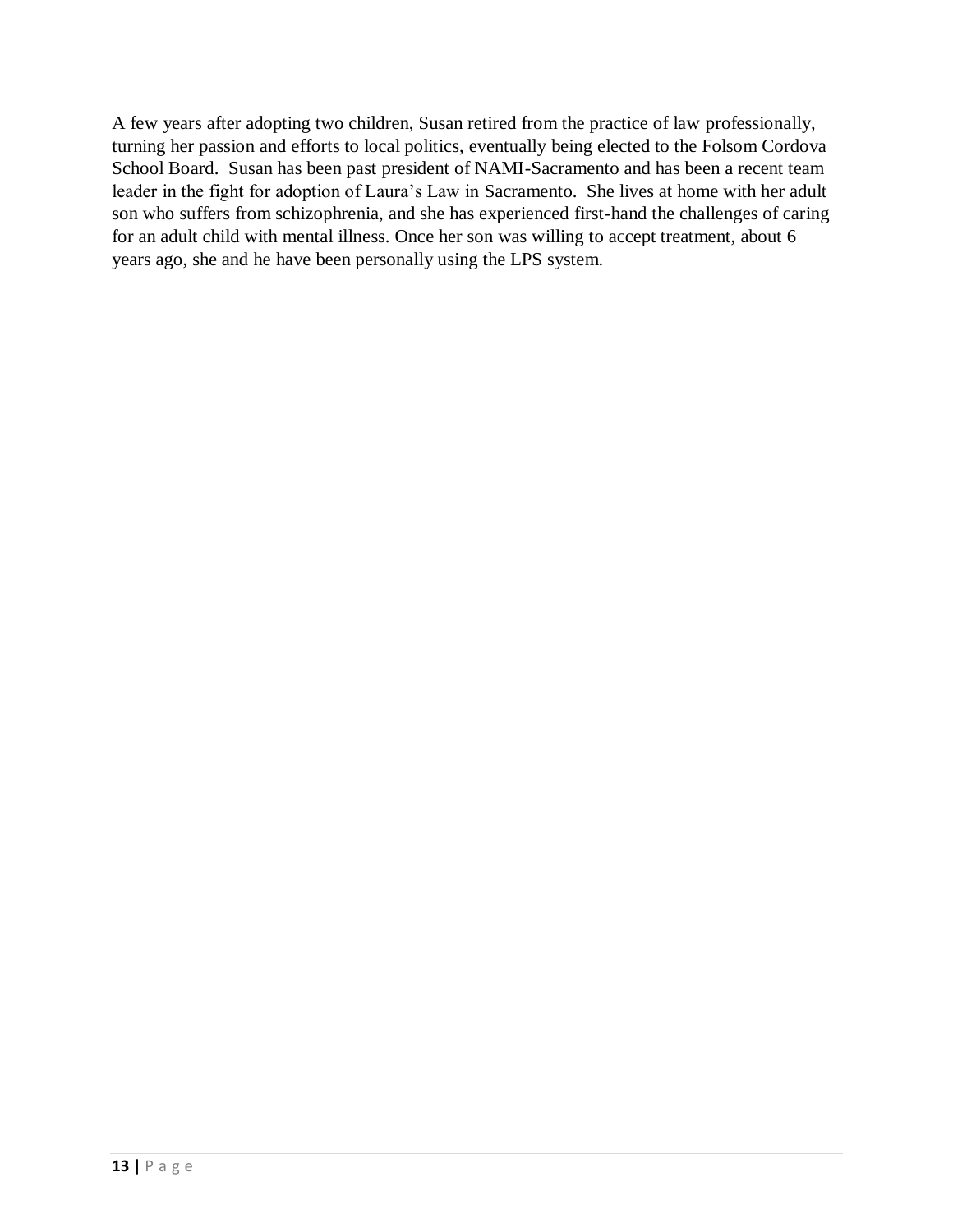A few years after adopting two children, Susan retired from the practice of law professionally, turning her passion and efforts to local politics, eventually being elected to the Folsom Cordova School Board. Susan has been past president of NAMI-Sacramento and has been a recent team leader in the fight for adoption of Laura's Law in Sacramento. She lives at home with her adult son who suffers from schizophrenia, and she has experienced first-hand the challenges of caring for an adult child with mental illness. Once her son was willing to accept treatment, about 6 years ago, she and he have been personally using the LPS system.